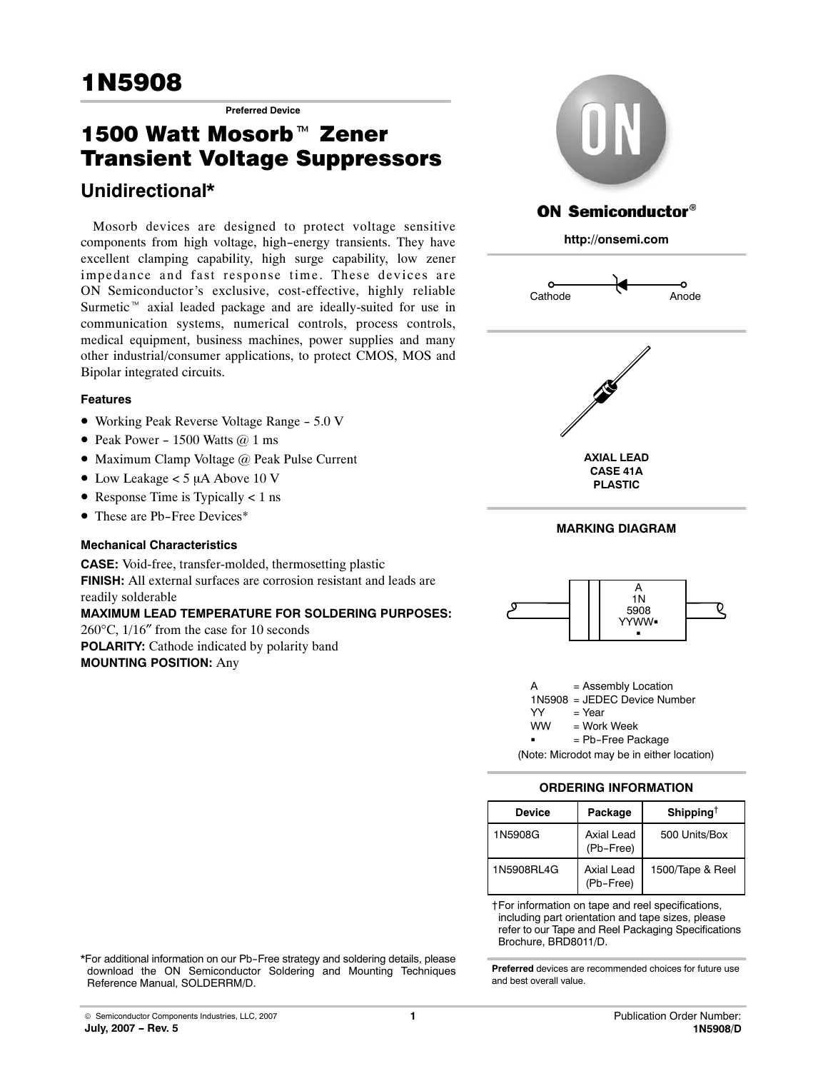# 1N5908

**Preferred Device**

## 1500 Watt Mosorb™ Zener Transient Voltage Suppressors

### Unidirectional*

Mosorb devices are designed to protect voltage sensitive components from high voltage, high-energy transients. They have excellent clamping capability, high surge capability, low zener impedance and fast response time. These devices are ON Semiconductor's exclusive, cost-effective, highly reliable Surmetic™ axial leaded package and are ideally-suited for use in communication systems, numerical controls, process controls, medical equipment, business machines, power supplies and many other industrial/consumer applications, to protect CMOS, MOS and Bipolar integrated circuits.

#### Features

- Working Peak Reverse Voltage Range − 5.0 V
- Peak Power − 1500 Watts @ 1 ms
- Maximum Clamp Voltage @ Peak Pulse Current
- Low Leakage < 5 μA Above 10 V
- Response Time is Typically < 1 ns
- These are Pb-Free Devices*

#### Mechanical Characteristics

**CASE:** Void-free, transfer-molded, thermosetting plastic
**FINISH:** All external surfaces are corrosion resistant and leads are readily solderable
**MAXIMUM LEAD TEMPERATURE FOR SOLDERING PURPOSES:** 260°C, 1/16″ from the case for 10 seconds
**POLARITY:** Cathode indicated by polarity band
**MOUNTING POSITION:** Any

*For additional information on our Pb-Free strategy and soldering details, please download the ON Semiconductor Soldering and Mounting Techniques Reference Manual, SOLDERRM/D.

**ON Semiconductor®**

**http://onsemi.com**

Cathode — Anode

**AXIAL LEAD**
**CASE 41A**
**PLASTIC**

**MARKING DIAGRAM**

A
1N
5908
YYWW▪
▪

A = Assembly Location
1N5908 = JEDEC Device Number
YY = Year
WW = Work Week
▪ = Pb-Free Package
(Note: Microdot may be in either location)

**ORDERING INFORMATION**

| Device | Package | Shipping† |
|---|---|---|
| 1N5908G | Axial Lead (Pb-Free) | 500 Units/Box |
| 1N5908RL4G | Axial Lead (Pb-Free) | 1500/Tape & Reel |

†For information on tape and reel specifications, including part orientation and tape sizes, please refer to our Tape and Reel Packaging Specifications Brochure, BRD8011/D.

**Preferred** devices are recommended choices for future use and best overall value.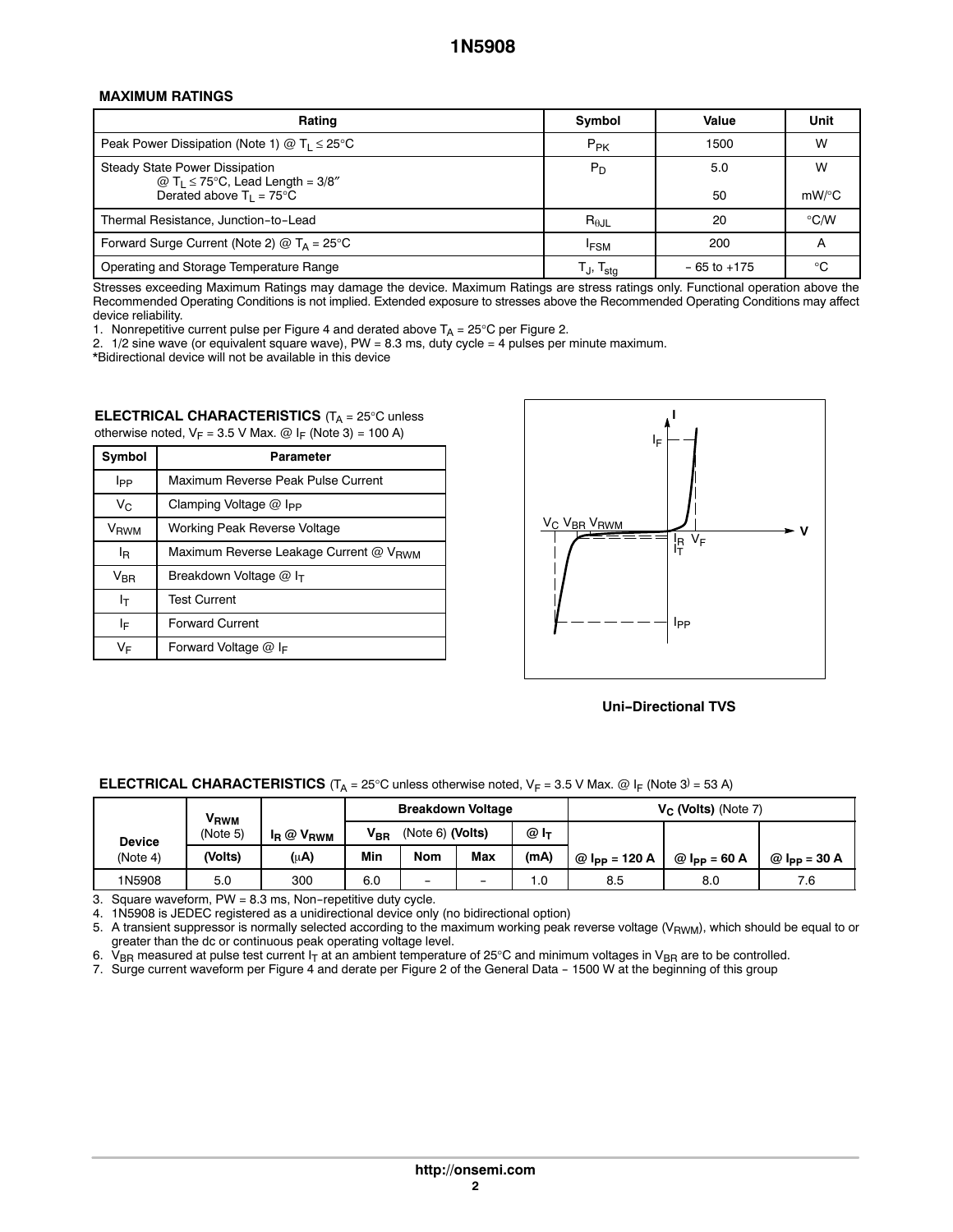## MAXIMUM RATINGS

| Rating | Symbol | Value | Unit |
|---|---|---|---|
| Peak Power Dissipation (Note 1) @ $T_L \leq 25°C$ | $P_{PK}$ | 1500 | W |
| Steady State Power Dissipation @ $T_L \leq 75°C$, Lead Length = 3/8″ | $P_D$ | 5.0 | W |
| Derated above $T_L = 75°C$ | | 50 | mW/°C |
| Thermal Resistance, Junction−to−Lead | $R_{\theta JL}$ | 20 | °C/W |
| Forward Surge Current (Note 2) @ $T_A = 25°C$ | $I_{FSM}$ | 200 | A |
| Operating and Storage Temperature Range | $T_J$, $T_{stg}$ | − 65 to +175 | °C |

Stresses exceeding Maximum Ratings may damage the device. Maximum Ratings are stress ratings only. Functional operation above the Recommended Operating Conditions is not implied. Extended exposure to stresses above the Recommended Operating Conditions may affect device reliability.

1. Nonrepetitive current pulse per Figure 4 and derated above $T_A = 25°C$ per Figure 2.
2. 1/2 sine wave (or equivalent square wave), PW = 8.3 ms, duty cycle = 4 pulses per minute maximum.

*Bidirectional device will not be available in this device

**ELECTRICAL CHARACTERISTICS** ($T_A = 25°C$ unless otherwise noted, $V_F = 3.5$ V Max. @ $I_F$ (Note 3) = 100 A)

| Symbol | Parameter |
|---|---|
| $I_{PP}$ | Maximum Reverse Peak Pulse Current |
| $V_C$ | Clamping Voltage @ $I_{PP}$ |
| $V_{RWM}$ | Working Peak Reverse Voltage |
| $I_R$ | Maximum Reverse Leakage Current @ $V_{RWM}$ |
| $V_{BR}$ | Breakdown Voltage @ $I_T$ |
| $I_T$ | Test Current |
| $I_F$ | Forward Current |
| $V_F$ | Forward Voltage @ $I_F$ |

**Uni−Directional TVS**

**ELECTRICAL CHARACTERISTICS** ($T_A = 25°C$ unless otherwise noted, $V_F = 3.5$ V Max. @ $I_F$ (Note 3) = 53 A)

| Device (Note 4) | $V_{RWM}$ (Note 5) (Volts) | $I_R$ @ $V_{RWM}$ (μA) | Breakdown Voltage $V_{BR}$ (Note 6) (Volts) Min | Nom | Max | @ $I_T$ (mA) | $V_C$ (Volts) (Note 7) @ $I_{PP}$ = 120 A | @ $I_{PP}$ = 60 A | @ $I_{PP}$ = 30 A |
|---|---|---|---|---|---|---|---|---|---|
| 1N5908 | 5.0 | 300 | 6.0 | − | − | 1.0 | 8.5 | 8.0 | 7.6 |

3. Square waveform, PW = 8.3 ms, Non−repetitive duty cycle.
4. 1N5908 is JEDEC registered as a unidirectional device only (no bidirectional option)
5. A transient suppressor is normally selected according to the maximum working peak reverse voltage ($V_{RWM}$), which should be equal to or greater than the dc or continuous peak operating voltage level.
6. $V_{BR}$ measured at pulse test current $I_T$ at an ambient temperature of 25°C and minimum voltages in $V_{BR}$ are to be controlled.
7. Surge current waveform per Figure 4 and derate per Figure 2 of the General Data − 1500 W at the beginning of this group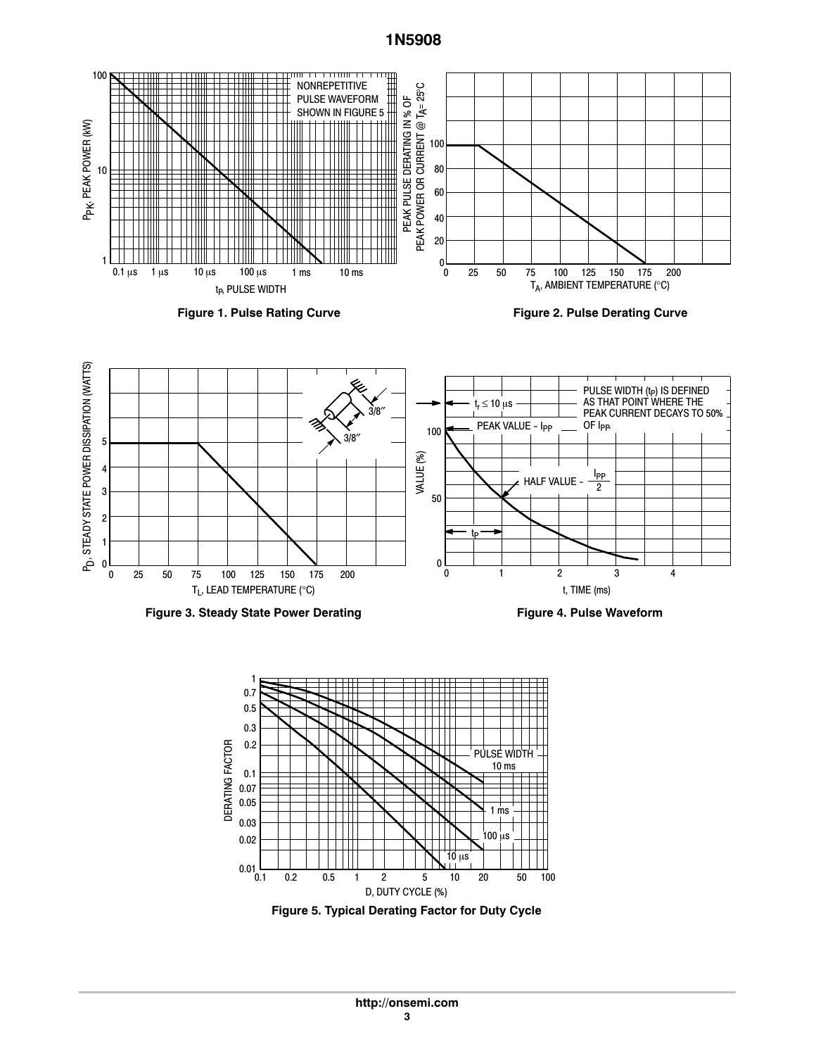Figure 1. Pulse Rating Curve

Figure 2. Pulse Derating Curve

Figure 3. Steady State Power Derating

Figure 4. Pulse Waveform

Figure 5. Typical Derating Factor for Duty Cycle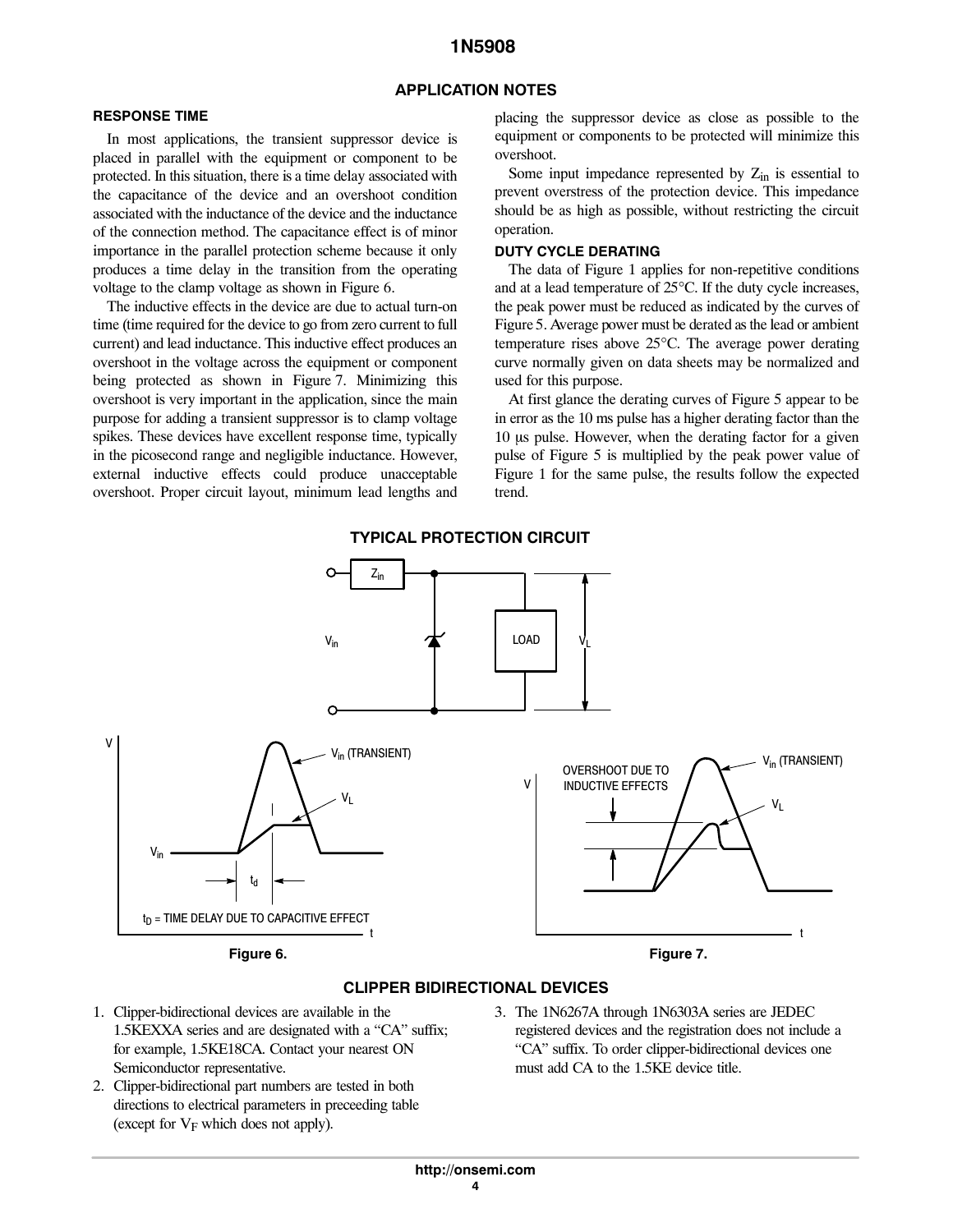## APPLICATION NOTES

### RESPONSE TIME

In most applications, the transient suppressor device is placed in parallel with the equipment or component to be protected. In this situation, there is a time delay associated with the capacitance of the device and an overshoot condition associated with the inductance of the device and the inductance of the connection method. The capacitance effect is of minor importance in the parallel protection scheme because it only produces a time delay in the transition from the operating voltage to the clamp voltage as shown in Figure 6.

The inductive effects in the device are due to actual turn-on time (time required for the device to go from zero current to full current) and lead inductance. This inductive effect produces an overshoot in the voltage across the equipment or component being protected as shown in Figure 7. Minimizing this overshoot is very important in the application, since the main purpose for adding a transient suppressor is to clamp voltage spikes. These devices have excellent response time, typically in the picosecond range and negligible inductance. However, external inductive effects could produce unacceptable overshoot. Proper circuit layout, minimum lead lengths and placing the suppressor device as close as possible to the equipment or components to be protected will minimize this overshoot.

Some input impedance represented by $Z_{in}$ is essential to prevent overstress of the protection device. This impedance should be as high as possible, without restricting the circuit operation.

### DUTY CYCLE DERATING

The data of Figure 1 applies for non-repetitive conditions and at a lead temperature of 25°C. If the duty cycle increases, the peak power must be reduced as indicated by the curves of Figure 5. Average power must be derated as the lead or ambient temperature rises above 25°C. The average power derating curve normally given on data sheets may be normalized and used for this purpose.

At first glance the derating curves of Figure 5 appear to be in error as the 10 ms pulse has a higher derating factor than the 10 μs pulse. However, when the derating factor for a given pulse of Figure 5 is multiplied by the peak power value of Figure 1 for the same pulse, the results follow the expected trend.

### TYPICAL PROTECTION CIRCUIT

$Z_{in}$

$V_{in}$

LOAD

$V_L$

V

$V_{in}$ (TRANSIENT)

$V_L$

$V_{in}$

$t_d$

$t_D$ = TIME DELAY DUE TO CAPACITIVE EFFECT

t

**Figure 6.**

V

OVERSHOOT DUE TO INDUCTIVE EFFECTS

$V_{in}$ (TRANSIENT)

$V_L$

t

**Figure 7.**

### CLIPPER BIDIRECTIONAL DEVICES

1. Clipper-bidirectional devices are available in the 1.5KEXXA series and are designated with a “CA” suffix; for example, 1.5KE18CA. Contact your nearest ON Semiconductor representative.
2. Clipper-bidirectional part numbers are tested in both directions to electrical parameters in preceeding table (except for $V_F$ which does not apply).
3. The 1N6267A through 1N6303A series are JEDEC registered devices and the registration does not include a “CA” suffix. To order clipper-bidirectional devices one must add CA to the 1.5KE device title.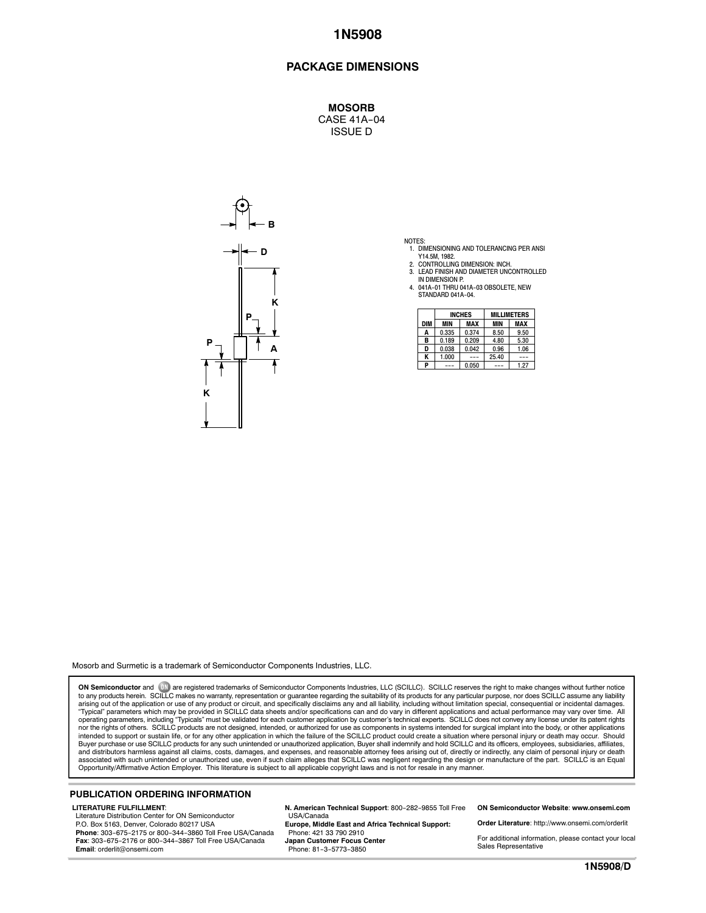## PACKAGE DIMENSIONS

**MOSORB**
CASE 41A−04
ISSUE D

B
D
K
P
P
A
K

NOTES:
1. DIMENSIONING AND TOLERANCING PER ANSI Y14.5M, 1982.
2. CONTROLLING DIMENSION: INCH.
3. LEAD FINISH AND DIAMETER UNCONTROLLED IN DIMENSION P.
4. 041A−01 THRU 041A−03 OBSOLETE, NEW STANDARD 041A−04.

| | INCHES | | MILLIMETERS | |
|---|---|---|---|---|
| DIM | MIN | MAX | MIN | MAX |
| A | 0.335 | 0.374 | 8.50 | 9.50 |
| B | 0.189 | 0.209 | 4.80 | 5.30 |
| D | 0.038 | 0.042 | 0.96 | 1.06 |
| K | 1.000 | --- | 25.40 | --- |
| P | --- | 0.050 | --- | 1.27 |

Mosorb and Surmetic is a trademark of Semiconductor Components Industries, LLC.

**ON Semiconductor** and ON are registered trademarks of Semiconductor Components Industries, LLC (SCILLC). SCILLC reserves the right to make changes without further notice to any products herein. SCILLC makes no warranty, representation or guarantee regarding the suitability of its products for any particular purpose, nor does SCILLC assume any liability arising out of the application or use of any product or circuit, and specifically disclaims any and all liability, including without limitation special, consequential or incidental damages. "Typical" parameters which may be provided in SCILLC data sheets and/or specifications can and do vary in different applications and actual performance may vary over time. All operating parameters, including "Typicals" must be validated for each customer application by customer's technical experts. SCILLC does not convey any license under its patent rights nor the rights of others. SCILLC products are not designed, intended, or authorized for use as components in systems intended for surgical implant into the body, or other applications intended to support or sustain life, or for any other application in which the failure of the SCILLC product could create a situation where personal injury or death may occur. Should Buyer purchase or use SCILLC products for any such unintended or unauthorized application, Buyer shall indemnify and hold SCILLC and its officers, employees, subsidiaries, affiliates, and distributors harmless against all claims, costs, damages, and expenses, and reasonable attorney fees arising out of, directly or indirectly, any claim of personal injury or death associated with such unintended or unauthorized use, even if such claim alleges that SCILLC was negligent regarding the design or manufacture of the part. SCILLC is an Equal Opportunity/Affirmative Action Employer. This literature is subject to all applicable copyright laws and is not for resale in any manner.

### PUBLICATION ORDERING INFORMATION

**LITERATURE FULFILLMENT**:
Literature Distribution Center for ON Semiconductor
P.O. Box 5163, Denver, Colorado 80217 USA
**Phone**: 303−675−2175 or 800−344−3860 Toll Free USA/Canada
**Fax**: 303−675−2176 or 800−344−3867 Toll Free USA/Canada
**Email**: orderlit@onsemi.com

**N. American Technical Support**: 800−282−9855 Toll Free USA/Canada
**Europe, Middle East and Africa Technical Support:**
Phone: 421 33 790 2910
**Japan Customer Focus Center**
Phone: 81−3−5773−3850

**ON Semiconductor Website**: **www.onsemi.com**

**Order Literature**: http://www.onsemi.com/orderlit

For additional information, please contact your local Sales Representative

**1N5908/D**